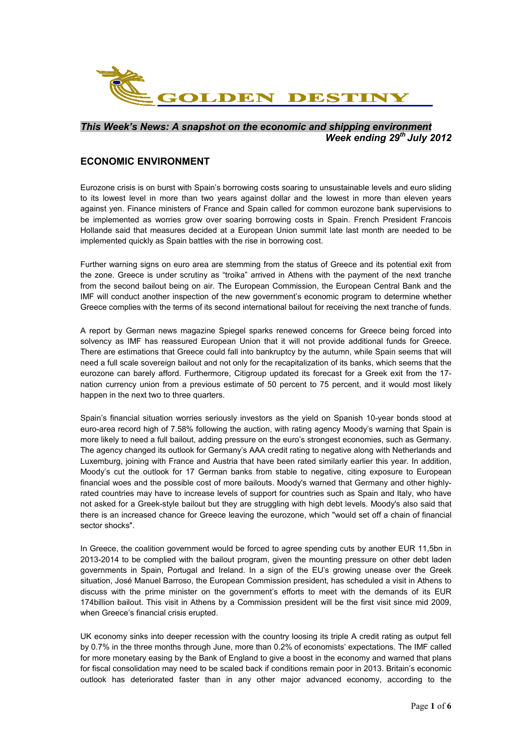**GOLDEN DESTINY**

*This Week's News: A snapshot on the economic and shipping environment*
*Week ending 29th July 2012*

## ECONOMIC ENVIRONMENT

Eurozone crisis is on burst with Spain's borrowing costs soaring to unsustainable levels and euro sliding to its lowest level in more than two years against dollar and the lowest in more than eleven years against yen. Finance ministers of France and Spain called for common eurozone bank supervisions to be implemented as worries grow over soaring borrowing costs in Spain. French President Francois Hollande said that measures decided at a European Union summit late last month are needed to be implemented quickly as Spain battles with the rise in borrowing cost.

Further warning signs on euro area are stemming from the status of Greece and its potential exit from the zone. Greece is under scrutiny as "troika" arrived in Athens with the payment of the next tranche from the second bailout being on air. The European Commission, the European Central Bank and the IMF will conduct another inspection of the new government's economic program to determine whether Greece complies with the terms of its second international bailout for receiving the next tranche of funds.

A report by German news magazine Spiegel sparks renewed concerns for Greece being forced into solvency as IMF has reassured European Union that it will not provide additional funds for Greece. There are estimations that Greece could fall into bankruptcy by the autumn, while Spain seems that will need a full scale sovereign bailout and not only for the recapitalization of its banks, which seems that the eurozone can barely afford. Furthermore, Citigroup updated its forecast for a Greek exit from the 17-nation currency union from a previous estimate of 50 percent to 75 percent, and it would most likely happen in the next two to three quarters.

Spain's financial situation worries seriously investors as the yield on Spanish 10-year bonds stood at euro-area record high of 7.58% following the auction, with rating agency Moody's warning that Spain is more likely to need a full bailout, adding pressure on the euro's strongest economies, such as Germany. The agency changed its outlook for Germany's AAA credit rating to negative along with Netherlands and Luxemburg, joining with France and Austria that have been rated similarly earlier this year. In addition, Moody's cut the outlook for 17 German banks from stable to negative, citing exposure to European financial woes and the possible cost of more bailouts. Moody's warned that Germany and other highly-rated countries may have to increase levels of support for countries such as Spain and Italy, who have not asked for a Greek-style bailout but they are struggling with high debt levels. Moody's also said that there is an increased chance for Greece leaving the eurozone, which "would set off a chain of financial sector shocks".

In Greece, the coalition government would be forced to agree spending cuts by another EUR 11,5bn in 2013-2014 to be complied with the bailout program, given the mounting pressure on other debt laden governments in Spain, Portugal and Ireland. In a sign of the EU's growing unease over the Greek situation, José Manuel Barroso, the European Commission president, has scheduled a visit in Athens to discuss with the prime minister on the government's efforts to meet with the demands of its EUR 174billion bailout. This visit in Athens by a Commission president will be the first visit since mid 2009, when Greece's financial crisis erupted.

UK economy sinks into deeper recession with the country loosing its triple A credit rating as output fell by 0.7% in the three months through June, more than 0.2% of economists' expectations. The IMF called for more monetary easing by the Bank of England to give a boost in the economy and warned that plans for fiscal consolidation may need to be scaled back if conditions remain poor in 2013. Britain's economic outlook has deteriorated faster than in any other major advanced economy, according to the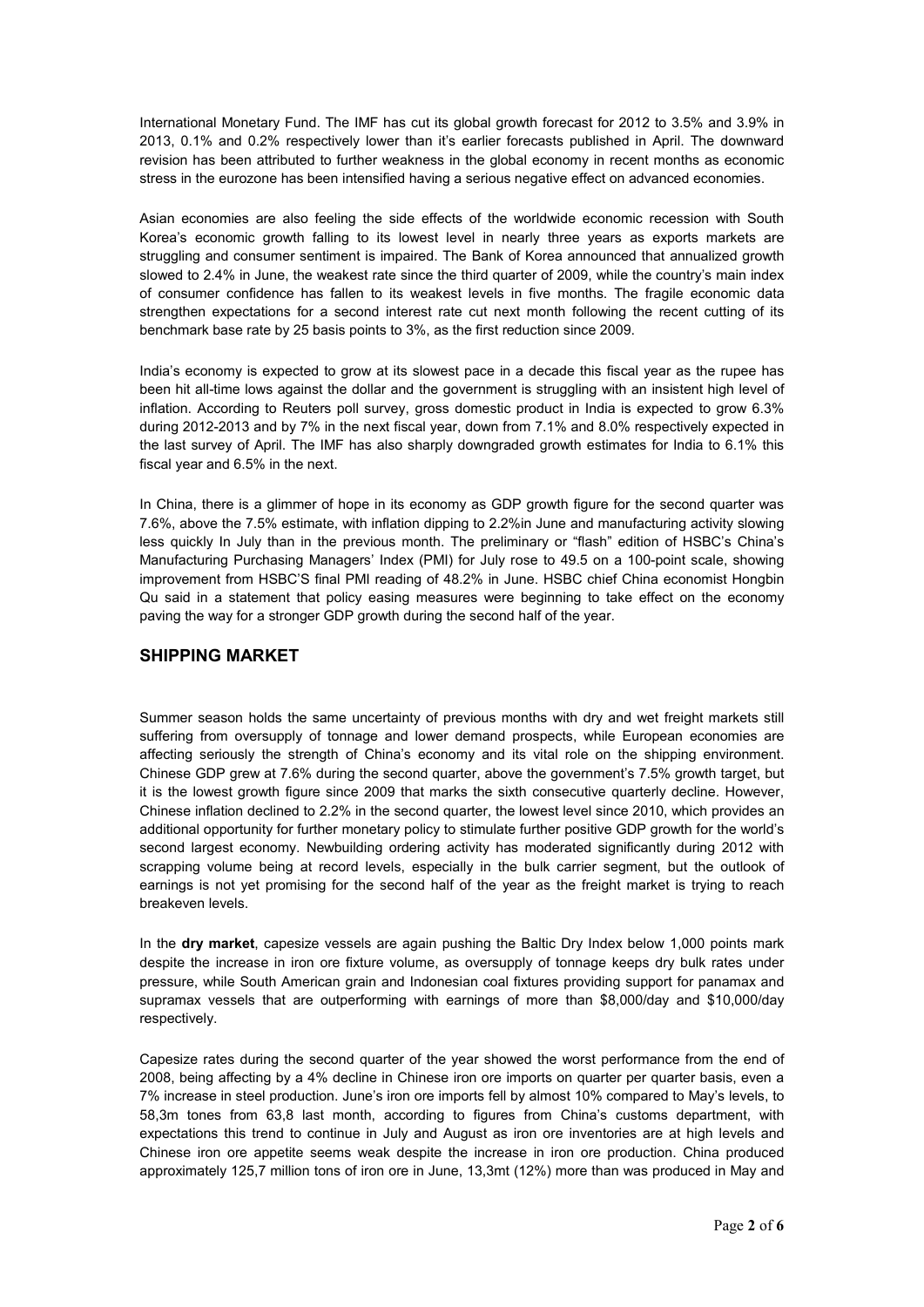International Monetary Fund. The IMF has cut its global growth forecast for 2012 to 3.5% and 3.9% in 2013, 0.1% and 0.2% respectively lower than it's earlier forecasts published in April. The downward revision has been attributed to further weakness in the global economy in recent months as economic stress in the eurozone has been intensified having a serious negative effect on advanced economies.

Asian economies are also feeling the side effects of the worldwide economic recession with South Korea's economic growth falling to its lowest level in nearly three years as exports markets are struggling and consumer sentiment is impaired. The Bank of Korea announced that annualized growth slowed to 2.4% in June, the weakest rate since the third quarter of 2009, while the country's main index of consumer confidence has fallen to its weakest levels in five months. The fragile economic data strengthen expectations for a second interest rate cut next month following the recent cutting of its benchmark base rate by 25 basis points to 3%, as the first reduction since 2009.

India's economy is expected to grow at its slowest pace in a decade this fiscal year as the rupee has been hit all-time lows against the dollar and the government is struggling with an insistent high level of inflation. According to Reuters poll survey, gross domestic product in India is expected to grow 6.3% during 2012-2013 and by 7% in the next fiscal year, down from 7.1% and 8.0% respectively expected in the last survey of April. The IMF has also sharply downgraded growth estimates for India to 6.1% this fiscal year and 6.5% in the next.

In China, there is a glimmer of hope in its economy as GDP growth figure for the second quarter was 7.6%, above the 7.5% estimate, with inflation dipping to 2.2%in June and manufacturing activity slowing less quickly In July than in the previous month. The preliminary or "flash" edition of HSBC's China's Manufacturing Purchasing Managers' Index (PMI) for July rose to 49.5 on a 100-point scale, showing improvement from HSBC'S final PMI reading of 48.2% in June. HSBC chief China economist Hongbin Qu said in a statement that policy easing measures were beginning to take effect on the economy paving the way for a stronger GDP growth during the second half of the year.

## SHIPPING MARKET

Summer season holds the same uncertainty of previous months with dry and wet freight markets still suffering from oversupply of tonnage and lower demand prospects, while European economies are affecting seriously the strength of China's economy and its vital role on the shipping environment. Chinese GDP grew at 7.6% during the second quarter, above the government's 7.5% growth target, but it is the lowest growth figure since 2009 that marks the sixth consecutive quarterly decline. However, Chinese inflation declined to 2.2% in the second quarter, the lowest level since 2010, which provides an additional opportunity for further monetary policy to stimulate further positive GDP growth for the world's second largest economy. Newbuilding ordering activity has moderated significantly during 2012 with scrapping volume being at record levels, especially in the bulk carrier segment, but the outlook of earnings is not yet promising for the second half of the year as the freight market is trying to reach breakeven levels.

In the **dry market**, capesize vessels are again pushing the Baltic Dry Index below 1,000 points mark despite the increase in iron ore fixture volume, as oversupply of tonnage keeps dry bulk rates under pressure, while South American grain and Indonesian coal fixtures providing support for panamax and supramax vessels that are outperforming with earnings of more than \$8,000/day and \$10,000/day respectively.

Capesize rates during the second quarter of the year showed the worst performance from the end of 2008, being affecting by a 4% decline in Chinese iron ore imports on quarter per quarter basis, even a 7% increase in steel production. June's iron ore imports fell by almost 10% compared to May's levels, to 58,3m tones from 63,8 last month, according to figures from China's customs department, with expectations this trend to continue in July and August as iron ore inventories are at high levels and Chinese iron ore appetite seems weak despite the increase in iron ore production. China produced approximately 125,7 million tons of iron ore in June, 13,3mt (12%) more than was produced in May and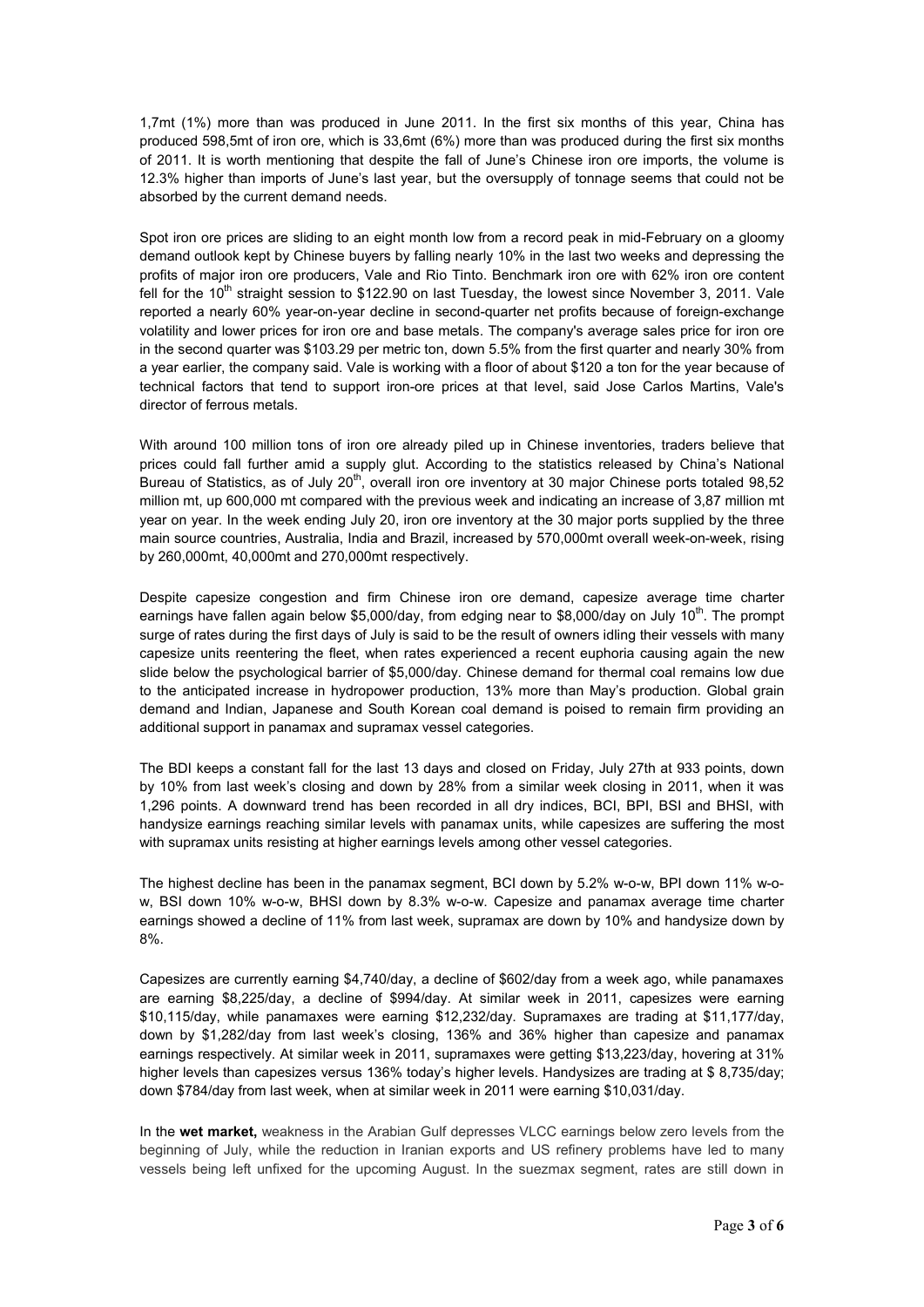1,7mt (1%) more than was produced in June 2011. In the first six months of this year, China has produced 598,5mt of iron ore, which is 33,6mt (6%) more than was produced during the first six months of 2011. It is worth mentioning that despite the fall of June's Chinese iron ore imports, the volume is 12.3% higher than imports of June's last year, but the oversupply of tonnage seems that could not be absorbed by the current demand needs.

Spot iron ore prices are sliding to an eight month low from a record peak in mid-February on a gloomy demand outlook kept by Chinese buyers by falling nearly 10% in the last two weeks and depressing the profits of major iron ore producers, Vale and Rio Tinto. Benchmark iron ore with 62% iron ore content fell for the 10th straight session to $122.90 on last Tuesday, the lowest since November 3, 2011. Vale reported a nearly 60% year-on-year decline in second-quarter net profits because of foreign-exchange volatility and lower prices for iron ore and base metals. The company's average sales price for iron ore in the second quarter was $103.29 per metric ton, down 5.5% from the first quarter and nearly 30% from a year earlier, the company said. Vale is working with a floor of about $120 a ton for the year because of technical factors that tend to support iron-ore prices at that level, said Jose Carlos Martins, Vale's director of ferrous metals.

With around 100 million tons of iron ore already piled up in Chinese inventories, traders believe that prices could fall further amid a supply glut. According to the statistics released by China's National Bureau of Statistics, as of July 20th, overall iron ore inventory at 30 major Chinese ports totaled 98,52 million mt, up 600,000 mt compared with the previous week and indicating an increase of 3,87 million mt year on year. In the week ending July 20, iron ore inventory at the 30 major ports supplied by the three main source countries, Australia, India and Brazil, increased by 570,000mt overall week-on-week, rising by 260,000mt, 40,000mt and 270,000mt respectively.

Despite capesize congestion and firm Chinese iron ore demand, capesize average time charter earnings have fallen again below $5,000/day, from edging near to $8,000/day on July 10th. The prompt surge of rates during the first days of July is said to be the result of owners idling their vessels with many capesize units reentering the fleet, when rates experienced a recent euphoria causing again the new slide below the psychological barrier of $5,000/day. Chinese demand for thermal coal remains low due to the anticipated increase in hydropower production, 13% more than May's production. Global grain demand and Indian, Japanese and South Korean coal demand is poised to remain firm providing an additional support in panamax and supramax vessel categories.

The BDI keeps a constant fall for the last 13 days and closed on Friday, July 27th at 933 points, down by 10% from last week's closing and down by 28% from a similar week closing in 2011, when it was 1,296 points. A downward trend has been recorded in all dry indices, BCI, BPI, BSI and BHSI, with handysize earnings reaching similar levels with panamax units, while capesizes are suffering the most with supramax units resisting at higher earnings levels among other vessel categories.

The highest decline has been in the panamax segment, BCI down by 5.2% w-o-w, BPI down 11% w-o-w, BSI down 10% w-o-w, BHSI down by 8.3% w-o-w. Capesize and panamax average time charter earnings showed a decline of 11% from last week, supramax are down by 10% and handysize down by 8%.

Capesizes are currently earning $4,740/day, a decline of $602/day from a week ago, while panamaxes are earning $8,225/day, a decline of $994/day. At similar week in 2011, capesizes were earning $10,115/day, while panamaxes were earning $12,232/day. Supramaxes are trading at $11,177/day, down by $1,282/day from last week's closing, 136% and 36% higher than capesize and panamax earnings respectively. At similar week in 2011, supramaxes were getting $13,223/day, hovering at 31% higher levels than capesizes versus 136% today's higher levels. Handysizes are trading at $ 8,735/day; down $784/day from last week, when at similar week in 2011 were earning $10,031/day.

In the **wet market,** weakness in the Arabian Gulf depresses VLCC earnings below zero levels from the beginning of July, while the reduction in Iranian exports and US refinery problems have led to many vessels being left unfixed for the upcoming August. In the suezmax segment, rates are still down in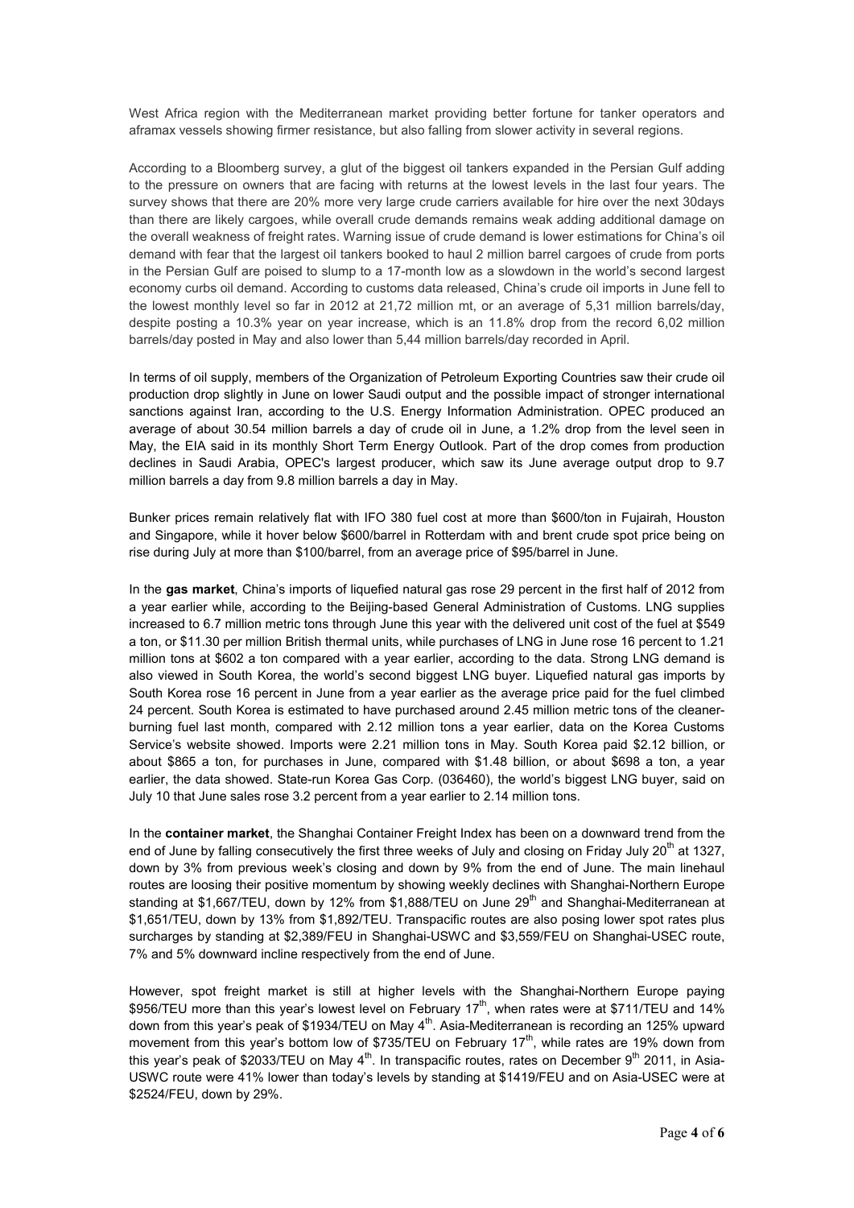West Africa region with the Mediterranean market providing better fortune for tanker operators and aframax vessels showing firmer resistance, but also falling from slower activity in several regions.

According to a Bloomberg survey, a glut of the biggest oil tankers expanded in the Persian Gulf adding to the pressure on owners that are facing with returns at the lowest levels in the last four years. The survey shows that there are 20% more very large crude carriers available for hire over the next 30days than there are likely cargoes, while overall crude demands remains weak adding additional damage on the overall weakness of freight rates. Warning issue of crude demand is lower estimations for China's oil demand with fear that the largest oil tankers booked to haul 2 million barrel cargoes of crude from ports in the Persian Gulf are poised to slump to a 17-month low as a slowdown in the world's second largest economy curbs oil demand. According to customs data released, China's crude oil imports in June fell to the lowest monthly level so far in 2012 at 21,72 million mt, or an average of 5,31 million barrels/day, despite posting a 10.3% year on year increase, which is an 11.8% drop from the record 6,02 million barrels/day posted in May and also lower than 5,44 million barrels/day recorded in April.

In terms of oil supply, members of the Organization of Petroleum Exporting Countries saw their crude oil production drop slightly in June on lower Saudi output and the possible impact of stronger international sanctions against Iran, according to the U.S. Energy Information Administration. OPEC produced an average of about 30.54 million barrels a day of crude oil in June, a 1.2% drop from the level seen in May, the EIA said in its monthly Short Term Energy Outlook. Part of the drop comes from production declines in Saudi Arabia, OPEC's largest producer, which saw its June average output drop to 9.7 million barrels a day from 9.8 million barrels a day in May.

Bunker prices remain relatively flat with IFO 380 fuel cost at more than $600/ton in Fujairah, Houston and Singapore, while it hover below $600/barrel in Rotterdam with and brent crude spot price being on rise during July at more than $100/barrel, from an average price of $95/barrel in June.

In the **gas market**, China's imports of liquefied natural gas rose 29 percent in the first half of 2012 from a year earlier while, according to the Beijing-based General Administration of Customs. LNG supplies increased to 6.7 million metric tons through June this year with the delivered unit cost of the fuel at $549 a ton, or $11.30 per million British thermal units, while purchases of LNG in June rose 16 percent to 1.21 million tons at $602 a ton compared with a year earlier, according to the data. Strong LNG demand is also viewed in South Korea, the world's second biggest LNG buyer. Liquefied natural gas imports by South Korea rose 16 percent in June from a year earlier as the average price paid for the fuel climbed 24 percent. South Korea is estimated to have purchased around 2.45 million metric tons of the cleaner-burning fuel last month, compared with 2.12 million tons a year earlier, data on the Korea Customs Service's website showed. Imports were 2.21 million tons in May. South Korea paid $2.12 billion, or about $865 a ton, for purchases in June, compared with $1.48 billion, or about $698 a ton, a year earlier, the data showed. State-run Korea Gas Corp. (036460), the world's biggest LNG buyer, said on July 10 that June sales rose 3.2 percent from a year earlier to 2.14 million tons.

In the **container market**, the Shanghai Container Freight Index has been on a downward trend from the end of June by falling consecutively the first three weeks of July and closing on Friday July 20th at 1327, down by 3% from previous week's closing and down by 9% from the end of June. The main linehaul routes are loosing their positive momentum by showing weekly declines with Shanghai-Northern Europe standing at $1,667/TEU, down by 12% from $1,888/TEU on June 29th and Shanghai-Mediterranean at $1,651/TEU, down by 13% from $1,892/TEU. Transpacific routes are also posing lower spot rates plus surcharges by standing at $2,389/FEU in Shanghai-USWC and $3,559/FEU on Shanghai-USEC route, 7% and 5% downward incline respectively from the end of June.

However, spot freight market is still at higher levels with the Shanghai-Northern Europe paying $956/TEU more than this year's lowest level on February 17th, when rates were at $711/TEU and 14% down from this year's peak of $1934/TEU on May 4th. Asia-Mediterranean is recording an 125% upward movement from this year's bottom low of $735/TEU on February 17th, while rates are 19% down from this year's peak of $2033/TEU on May 4th. In transpacific routes, rates on December 9th 2011, in Asia-USWC route were 41% lower than today's levels by standing at $1419/FEU and on Asia-USEC were at $2524/FEU, down by 29%.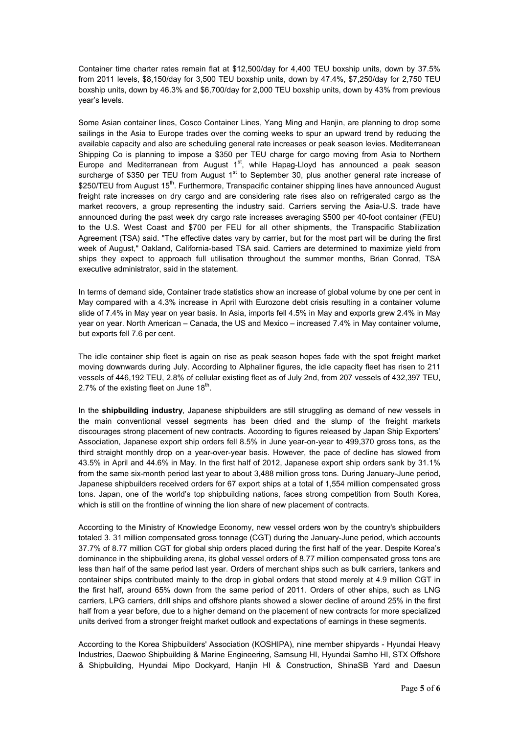Container time charter rates remain flat at $12,500/day for 4,400 TEU boxship units, down by 37.5% from 2011 levels, $8,150/day for 3,500 TEU boxship units, down by 47.4%, $7,250/day for 2,750 TEU boxship units, down by 46.3% and $6,700/day for 2,000 TEU boxship units, down by 43% from previous year's levels.

Some Asian container lines, Cosco Container Lines, Yang Ming and Hanjin, are planning to drop some sailings in the Asia to Europe trades over the coming weeks to spur an upward trend by reducing the available capacity and also are scheduling general rate increases or peak season levies. Mediterranean Shipping Co is planning to impose a $350 per TEU charge for cargo moving from Asia to Northern Europe and Mediterranean from August 1st, while Hapag-Lloyd has announced a peak season surcharge of $350 per TEU from August 1st to September 30, plus another general rate increase of $250/TEU from August 15th. Furthermore, Transpacific container shipping lines have announced August freight rate increases on dry cargo and are considering rate rises also on refrigerated cargo as the market recovers, a group representing the industry said. Carriers serving the Asia-U.S. trade have announced during the past week dry cargo rate increases averaging $500 per 40-foot container (FEU) to the U.S. West Coast and $700 per FEU for all other shipments, the Transpacific Stabilization Agreement (TSA) said. "The effective dates vary by carrier, but for the most part will be during the first week of August," Oakland, California-based TSA said. Carriers are determined to maximize yield from ships they expect to approach full utilisation throughout the summer months, Brian Conrad, TSA executive administrator, said in the statement.

In terms of demand side, Container trade statistics show an increase of global volume by one per cent in May compared with a 4.3% increase in April with Eurozone debt crisis resulting in a container volume slide of 7.4% in May year on year basis. In Asia, imports fell 4.5% in May and exports grew 2.4% in May year on year. North American – Canada, the US and Mexico – increased 7.4% in May container volume, but exports fell 7.6 per cent.

The idle container ship fleet is again on rise as peak season hopes fade with the spot freight market moving downwards during July. According to Alphaliner figures, the idle capacity fleet has risen to 211 vessels of 446,192 TEU, 2.8% of cellular existing fleet as of July 2nd, from 207 vessels of 432,397 TEU, 2.7% of the existing fleet on June 18th.

In the **shipbuilding industry**, Japanese shipbuilders are still struggling as demand of new vessels in the main conventional vessel segments has been dried and the slump of the freight markets discourages strong placement of new contracts. According to figures released by Japan Ship Exporters' Association, Japanese export ship orders fell 8.5% in June year-on-year to 499,370 gross tons, as the third straight monthly drop on a year-over-year basis. However, the pace of decline has slowed from 43.5% in April and 44.6% in May. In the first half of 2012, Japanese export ship orders sank by 31.1% from the same six-month period last year to about 3,488 million gross tons. During January-June period, Japanese shipbuilders received orders for 67 export ships at a total of 1,554 million compensated gross tons. Japan, one of the world's top shipbuilding nations, faces strong competition from South Korea, which is still on the frontline of winning the lion share of new placement of contracts.

According to the Ministry of Knowledge Economy, new vessel orders won by the country's shipbuilders totaled 3. 31 million compensated gross tonnage (CGT) during the January-June period, which accounts 37.7% of 8.77 million CGT for global ship orders placed during the first half of the year. Despite Korea's dominance in the shipbuilding arena, its global vessel orders of 8,77 million compensated gross tons are less than half of the same period last year. Orders of merchant ships such as bulk carriers, tankers and container ships contributed mainly to the drop in global orders that stood merely at 4.9 million CGT in the first half, around 65% down from the same period of 2011. Orders of other ships, such as LNG carriers, LPG carriers, drill ships and offshore plants showed a slower decline of around 25% in the first half from a year before, due to a higher demand on the placement of new contracts for more specialized units derived from a stronger freight market outlook and expectations of earnings in these segments.

According to the Korea Shipbuilders' Association (KOSHIPA), nine member shipyards - Hyundai Heavy Industries, Daewoo Shipbuilding & Marine Engineering, Samsung HI, Hyundai Samho HI, STX Offshore & Shipbuilding, Hyundai Mipo Dockyard, Hanjin HI & Construction, ShinaSB Yard and Daesun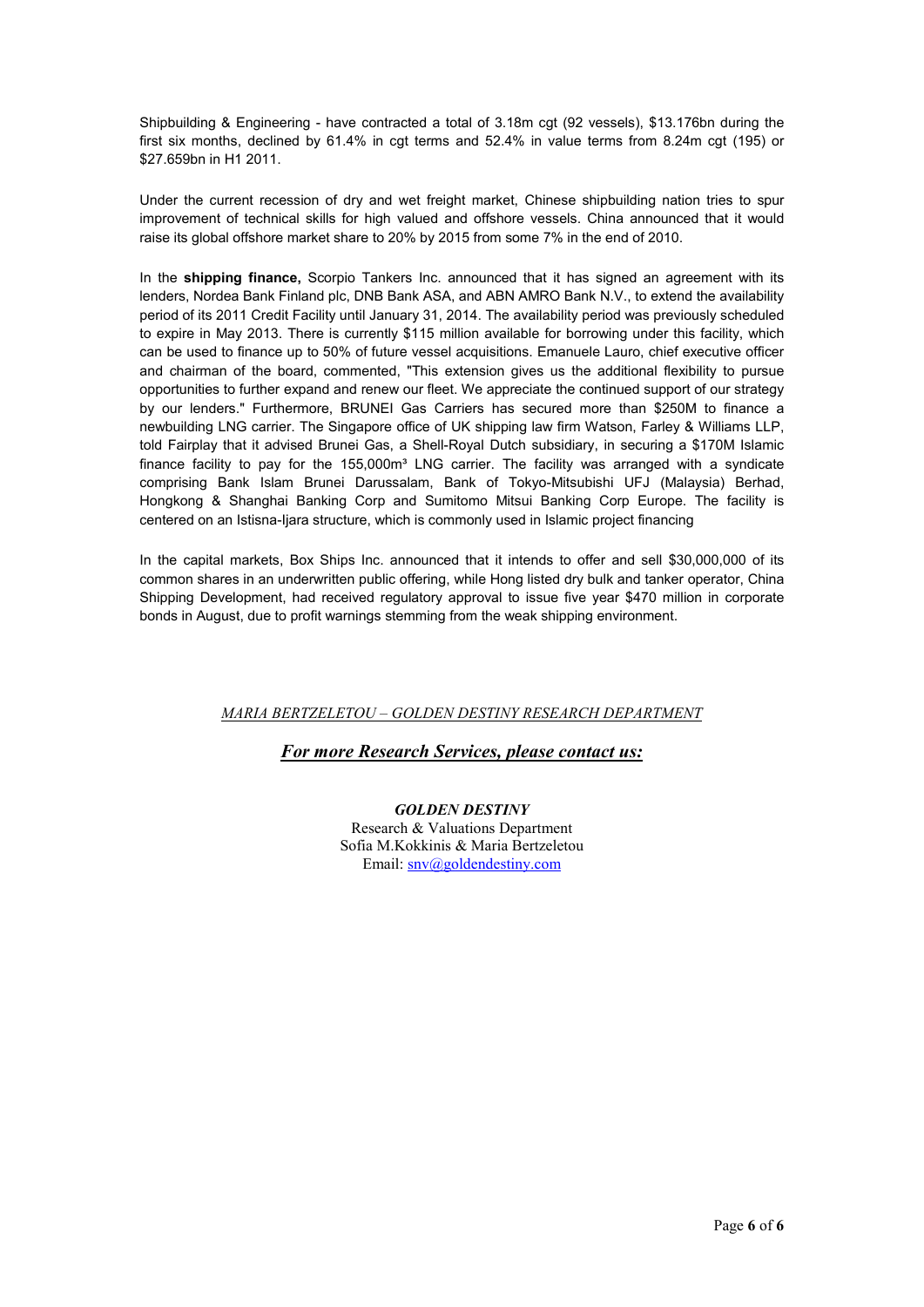Shipbuilding & Engineering - have contracted a total of 3.18m cgt (92 vessels), $13.176bn during the first six months, declined by 61.4% in cgt terms and 52.4% in value terms from 8.24m cgt (195) or $27.659bn in H1 2011.

Under the current recession of dry and wet freight market, Chinese shipbuilding nation tries to spur improvement of technical skills for high valued and offshore vessels. China announced that it would raise its global offshore market share to 20% by 2015 from some 7% in the end of 2010.

In the **shipping finance,** Scorpio Tankers Inc. announced that it has signed an agreement with its lenders, Nordea Bank Finland plc, DNB Bank ASA, and ABN AMRO Bank N.V., to extend the availability period of its 2011 Credit Facility until January 31, 2014. The availability period was previously scheduled to expire in May 2013. There is currently $115 million available for borrowing under this facility, which can be used to finance up to 50% of future vessel acquisitions. Emanuele Lauro, chief executive officer and chairman of the board, commented, "This extension gives us the additional flexibility to pursue opportunities to further expand and renew our fleet. We appreciate the continued support of our strategy by our lenders." Furthermore, BRUNEI Gas Carriers has secured more than $250M to finance a newbuilding LNG carrier. The Singapore office of UK shipping law firm Watson, Farley & Williams LLP, told Fairplay that it advised Brunei Gas, a Shell-Royal Dutch subsidiary, in securing a $170M Islamic finance facility to pay for the 155,000m³ LNG carrier. The facility was arranged with a syndicate comprising Bank Islam Brunei Darussalam, Bank of Tokyo-Mitsubishi UFJ (Malaysia) Berhad, Hongkong & Shanghai Banking Corp and Sumitomo Mitsui Banking Corp Europe. The facility is centered on an Istisna-Ijara structure, which is commonly used in Islamic project financing

In the capital markets, Box Ships Inc. announced that it intends to offer and sell $30,000,000 of its common shares in an underwritten public offering, while Hong listed dry bulk and tanker operator, China Shipping Development, had received regulatory approval to issue five year $470 million in corporate bonds in August, due to profit warnings stemming from the weak shipping environment.

*MARIA BERTZELETOU – GOLDEN DESTINY RESEARCH DEPARTMENT*

***For more Research Services, please contact us:***

***GOLDEN DESTINY***
Research & Valuations Department
Sofia M.Kokkinis & Maria Bertzeletou
Email: snv@goldendestiny.com